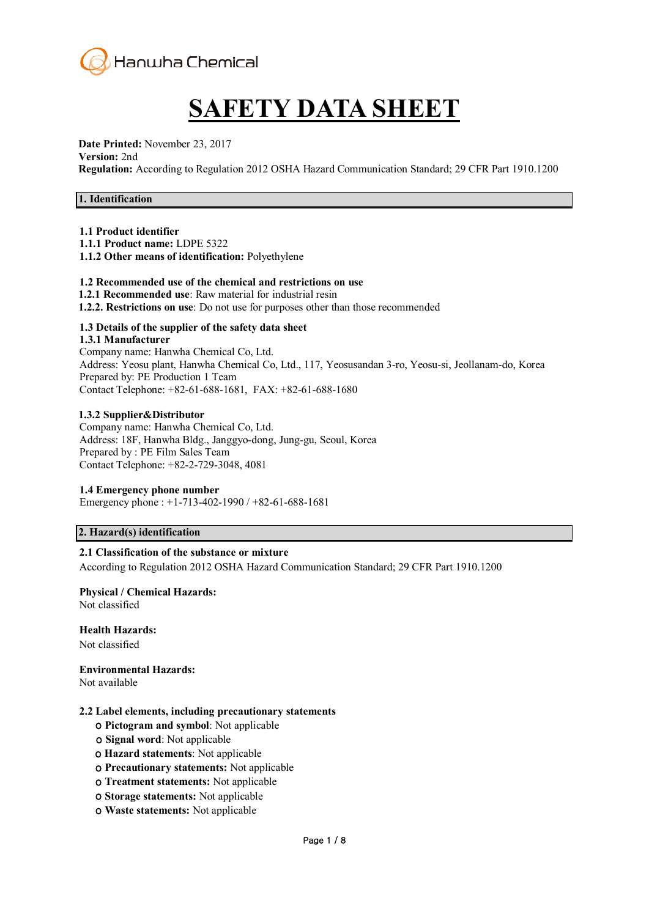Hanwha Chemical

# SAFETY DATA SHEET

**Date Printed:** November 23, 2017
**Version:** 2nd
**Regulation:** According to Regulation 2012 OSHA Hazard Communication Standard; 29 CFR Part 1910.1200

## 1. Identification

**1.1 Product identifier**
**1.1.1 Product name:** LDPE 5322
**1.1.2 Other means of identification:** Polyethylene

**1.2 Recommended use of the chemical and restrictions on use**
**1.2.1 Recommended use**: Raw material for industrial resin
**1.2.2. Restrictions on use**: Do not use for purposes other than those recommended

**1.3 Details of the supplier of the safety data sheet**
**1.3.1 Manufacturer**
Company name: Hanwha Chemical Co, Ltd.
Address: Yeosu plant, Hanwha Chemical Co, Ltd., 117, Yeosusandan 3-ro, Yeosu-si, Jeollanam-do, Korea
Prepared by: PE Production 1 Team
Contact Telephone: +82-61-688-1681, FAX: +82-61-688-1680

**1.3.2 Supplier&Distributor**
Company name: Hanwha Chemical Co, Ltd.
Address: 18F, Hanwha Bldg., Janggyo-dong, Jung-gu, Seoul, Korea
Prepared by : PE Film Sales Team
Contact Telephone: +82-2-729-3048, 4081

**1.4 Emergency phone number**
Emergency phone : +1-713-402-1990 / +82-61-688-1681

## 2. Hazard(s) identification

**2.1 Classification of the substance or mixture**
According to Regulation 2012 OSHA Hazard Communication Standard; 29 CFR Part 1910.1200

**Physical / Chemical Hazards:**
Not classified

**Health Hazards:**
Not classified

**Environmental Hazards:**
Not available

**2.2 Label elements, including precautionary statements**

- **Pictogram and symbol**: Not applicable
- **Signal word**: Not applicable
- **Hazard statements**: Not applicable
- **Precautionary statements:** Not applicable
- **Treatment statements:** Not applicable
- **Storage statements:** Not applicable
- **Waste statements:** Not applicable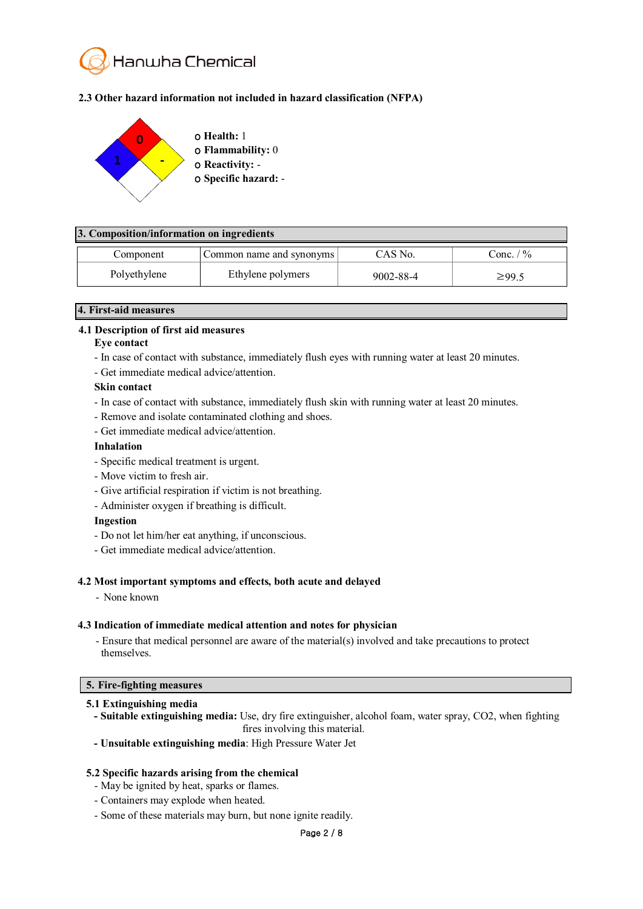## 2.3 Other hazard information not included in hazard classification (NFPA)

- **Health:** 1
- **Flammability:** 0
- **Reactivity:** -
- **Specific hazard:** -

## 3. Composition/information on ingredients

| Component | Common name and synonyms | CAS No. | Conc. / % |
|---|---|---|---|
| Polyethylene | Ethylene polymers | 9002-88-4 | ≥99.5 |

## 4. First-aid measures

### 4.1 Description of first aid measures

**Eye contact**

- In case of contact with substance, immediately flush eyes with running water at least 20 minutes.
- Get immediate medical advice/attention.

**Skin contact**

- In case of contact with substance, immediately flush skin with running water at least 20 minutes.
- Remove and isolate contaminated clothing and shoes.
- Get immediate medical advice/attention.

**Inhalation**

- Specific medical treatment is urgent.
- Move victim to fresh air.
- Give artificial respiration if victim is not breathing.
- Administer oxygen if breathing is difficult.

**Ingestion**

- Do not let him/her eat anything, if unconscious.
- Get immediate medical advice/attention.

### 4.2 Most important symptoms and effects, both acute and delayed

- None known

### 4.3 Indication of immediate medical attention and notes for physician

- Ensure that medical personnel are aware of the material(s) involved and take precautions to protect themselves.

## 5. Fire-fighting measures

### 5.1 Extinguishing media

- **Suitable extinguishing media:** Use, dry fire extinguisher, alcohol foam, water spray, CO2, when fighting fires involving this material.
- **Unsuitable extinguishing media**: High Pressure Water Jet

### 5.2 Specific hazards arising from the chemical

- May be ignited by heat, sparks or flames.
- Containers may explode when heated.
- Some of these materials may burn, but none ignite readily.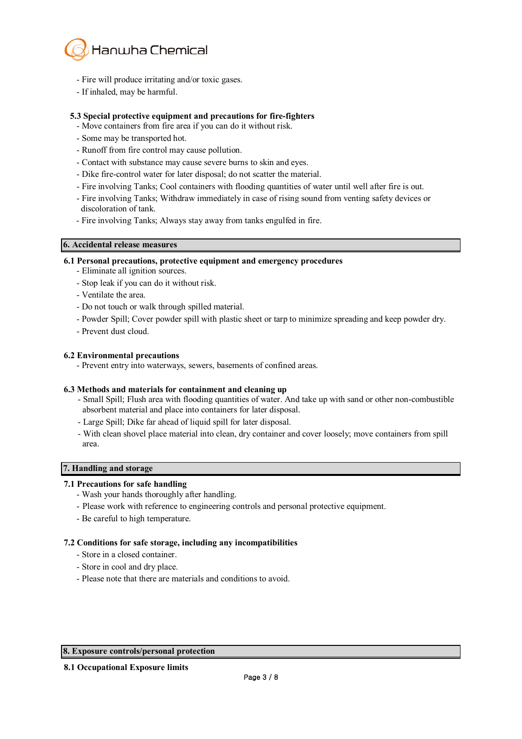- Fire will produce irritating and/or toxic gases.
- If inhaled, may be harmful.

### 5.3 Special protective equipment and precautions for fire-fighters

- Move containers from fire area if you can do it without risk.
- Some may be transported hot.
- Runoff from fire control may cause pollution.
- Contact with substance may cause severe burns to skin and eyes.
- Dike fire-control water for later disposal; do not scatter the material.
- Fire involving Tanks; Cool containers with flooding quantities of water until well after fire is out.
- Fire involving Tanks; Withdraw immediately in case of rising sound from venting safety devices or discoloration of tank.
- Fire involving Tanks; Always stay away from tanks engulfed in fire.

## 6. Accidental release measures

### 6.1 Personal precautions, protective equipment and emergency procedures

- Eliminate all ignition sources.
- Stop leak if you can do it without risk.
- Ventilate the area.
- Do not touch or walk through spilled material.
- Powder Spill; Cover powder spill with plastic sheet or tarp to minimize spreading and keep powder dry.
- Prevent dust cloud.

### 6.2 Environmental precautions

- Prevent entry into waterways, sewers, basements of confined areas.

### 6.3 Methods and materials for containment and cleaning up

- Small Spill; Flush area with flooding quantities of water. And take up with sand or other non-combustible absorbent material and place into containers for later disposal.
- Large Spill; Dike far ahead of liquid spill for later disposal.
- With clean shovel place material into clean, dry container and cover loosely; move containers from spill area.

## 7. Handling and storage

### 7.1 Precautions for safe handling

- Wash your hands thoroughly after handling.
- Please work with reference to engineering controls and personal protective equipment.
- Be careful to high temperature.

### 7.2 Conditions for safe storage, including any incompatibilities

- Store in a closed container.
- Store in cool and dry place.
- Please note that there are materials and conditions to avoid.

## 8. Exposure controls/personal protection

### 8.1 Occupational Exposure limits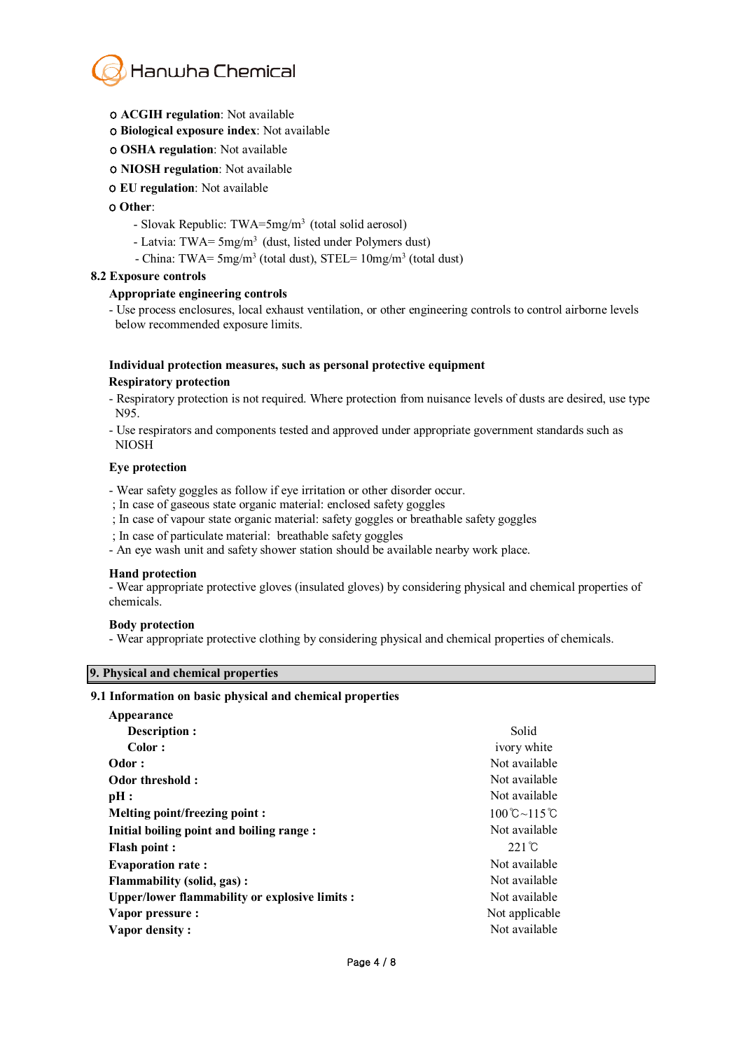- **ACGIH regulation**: Not available
- **Biological exposure index**: Not available
- **OSHA regulation**: Not available
- **NIOSH regulation**: Not available
- **EU regulation**: Not available
- **Other**:
  - Slovak Republic: TWA=5mg/m$^3$ (total solid aerosol)
  - Latvia: TWA= 5mg/m$^3$ (dust, listed under Polymers dust)
  - China: TWA= 5mg/m$^3$ (total dust), STEL= 10mg/m$^3$ (total dust)

**8.2 Exposure controls**

**Appropriate engineering controls**

- Use process enclosures, local exhaust ventilation, or other engineering controls to control airborne levels below recommended exposure limits.

**Individual protection measures, such as personal protective equipment**

**Respiratory protection**

- Respiratory protection is not required. Where protection from nuisance levels of dusts are desired, use type N95.
- Use respirators and components tested and approved under appropriate government standards such as NIOSH

**Eye protection**

- Wear safety goggles as follow if eye irritation or other disorder occur.

; In case of gaseous state organic material: enclosed safety goggles

; In case of vapour state organic material: safety goggles or breathable safety goggles

; In case of particulate material: breathable safety goggles

- An eye wash unit and safety shower station should be available nearby work place.

**Hand protection**

- Wear appropriate protective gloves (insulated gloves) by considering physical and chemical properties of chemicals.

**Body protection**

- Wear appropriate protective clothing by considering physical and chemical properties of chemicals.

## 9. Physical and chemical properties

**9.1 Information on basic physical and chemical properties**

| Property | Value |
|---|---|
| **Appearance** | |
| **Description :** | Solid |
| **Color :** | ivory white |
| **Odor :** | Not available |
| **Odor threshold :** | Not available |
| **pH :** | Not available |
| **Melting point/freezing point :** | 100℃~115℃ |
| **Initial boiling point and boiling range :** | Not available |
| **Flash point :** | 221℃ |
| **Evaporation rate :** | Not available |
| **Flammability (solid, gas) :** | Not available |
| **Upper/lower flammability or explosive limits :** | Not available |
| **Vapor pressure :** | Not applicable |
| **Vapor density :** | Not available |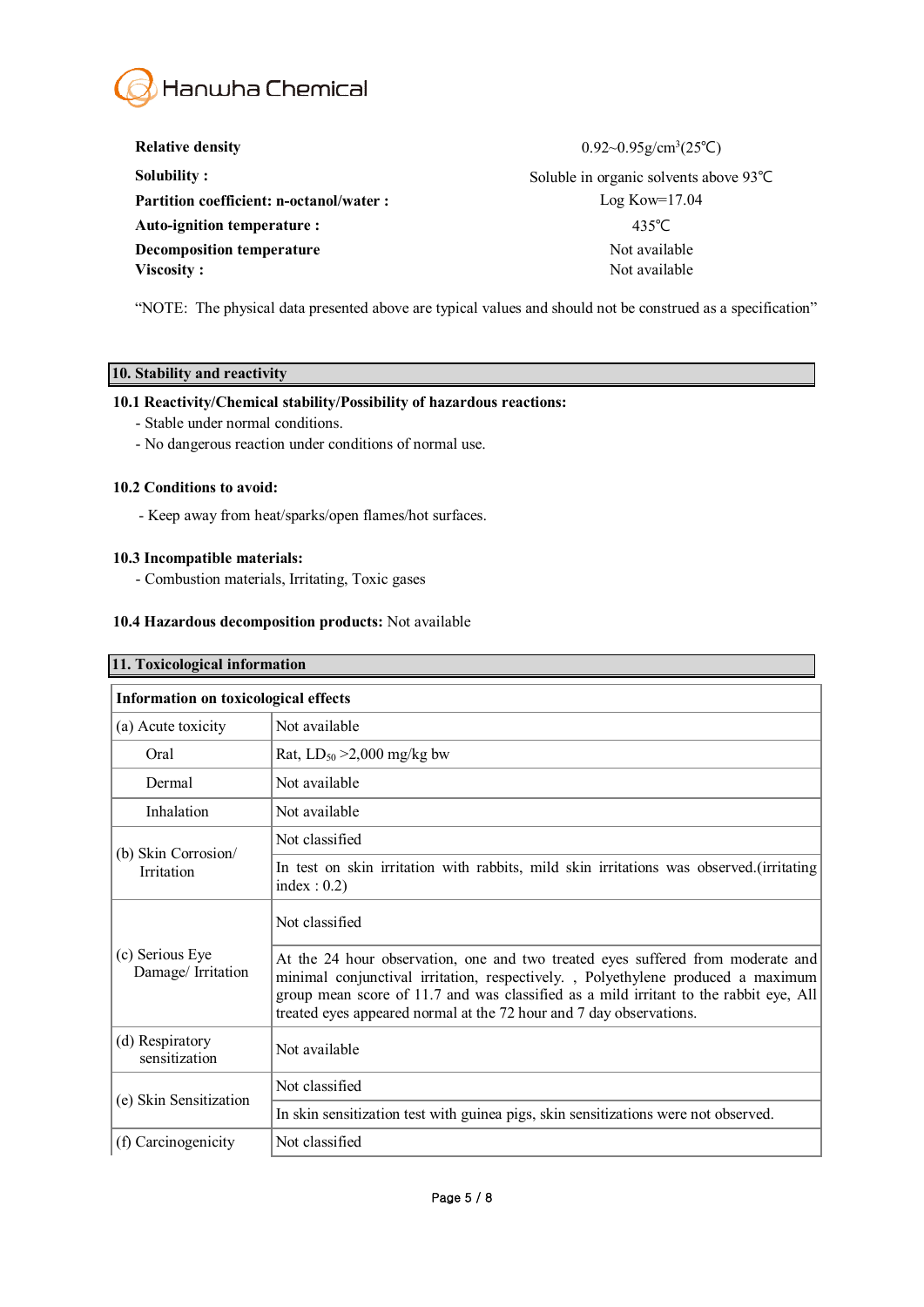| | |
|---|---|
| **Relative density** | 0.92~0.95g/cm$^3$(25℃) |
| **Solubility :** | Soluble in organic solvents above 93℃ |
| **Partition coefficient: n-octanol/water :** | Log Kow=17.04 |
| **Auto-ignition temperature :** | 435℃ |
| **Decomposition temperature** | Not available |
| **Viscosity :** | Not available |

"NOTE: The physical data presented above are typical values and should not be construed as a specification"

## 10. Stability and reactivity

**10.1 Reactivity/Chemical stability/Possibility of hazardous reactions:**

- Stable under normal conditions.
- No dangerous reaction under conditions of normal use.

**10.2 Conditions to avoid:**

- Keep away from heat/sparks/open flames/hot surfaces.

**10.3 Incompatible materials:**

- Combustion materials, Irritating, Toxic gases

**10.4 Hazardous decomposition products:** Not available

## 11. Toxicological information

| **Information on toxicological effects** | |
|---|---|
| (a) Acute toxicity | Not available |
| Oral | Rat, $LD_{50}$ >2,000 mg/kg bw |
| Dermal | Not available |
| Inhalation | Not available |
| (b) Skin Corrosion/ Irritation | Not classified |
| | In test on skin irritation with rabbits, mild skin irritations was observed.(irritating index : 0.2) |
| (c) Serious Eye Damage/ Irritation | Not classified |
| | At the 24 hour observation, one and two treated eyes suffered from moderate and minimal conjunctival irritation, respectively. , Polyethylene produced a maximum group mean score of 11.7 and was classified as a mild irritant to the rabbit eye, All treated eyes appeared normal at the 72 hour and 7 day observations. |
| (d) Respiratory sensitization | Not available |
| (e) Skin Sensitization | Not classified |
| | In skin sensitization test with guinea pigs, skin sensitizations were not observed. |
| (f) Carcinogenicity | Not classified |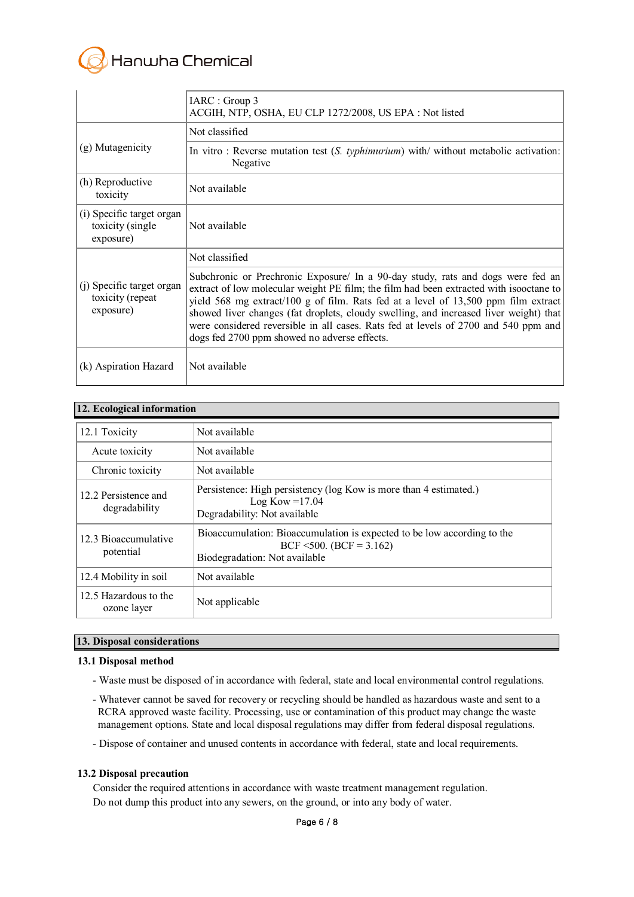| | |
|---|---|
| | IARC : Group 3<br>ACGIH, NTP, OSHA, EU CLP 1272/2008, US EPA : Not listed |
| (g) Mutagenicity | Not classified<br>In vitro : Reverse mutation test (*S. typhimurium*) with/ without metabolic activation: Negative |
| (h) Reproductive toxicity | Not available |
| (i) Specific target organ toxicity (single exposure) | Not available |
| (j) Specific target organ toxicity (repeat exposure) | Not classified<br>Subchronic or Prechronic Exposure/ In a 90-day study, rats and dogs were fed an extract of low molecular weight PE film; the film had been extracted with isooctane to yield 568 mg extract/100 g of film. Rats fed at a level of 13,500 ppm film extract showed liver changes (fat droplets, cloudy swelling, and increased liver weight) that were considered reversible in all cases. Rats fed at levels of 2700 and 540 ppm and dogs fed 2700 ppm showed no adverse effects. |
| (k) Aspiration Hazard | Not available |

## 12. Ecological information

| | |
|---|---|
| 12.1 Toxicity | Not available |
| Acute toxicity | Not available |
| Chronic toxicity | Not available |
| 12.2 Persistence and degradability | Persistence: High persistency (log Kow is more than 4 estimated.)<br>Log Kow =17.04<br>Degradability: Not available |
| 12.3 Bioaccumulative potential | Bioaccumulation: Bioaccumulation is expected to be low according to the BCF <500. (BCF = 3.162)<br>Biodegradation: Not available |
| 12.4 Mobility in soil | Not available |
| 12.5 Hazardous to the ozone layer | Not applicable |

## 13. Disposal considerations

### 13.1 Disposal method

- Waste must be disposed of in accordance with federal, state and local environmental control regulations.
- Whatever cannot be saved for recovery or recycling should be handled as hazardous waste and sent to a RCRA approved waste facility. Processing, use or contamination of this product may change the waste management options. State and local disposal regulations may differ from federal disposal regulations.
- Dispose of container and unused contents in accordance with federal, state and local requirements.

### 13.2 Disposal precaution

Consider the required attentions in accordance with waste treatment management regulation.
Do not dump this product into any sewers, on the ground, or into any body of water.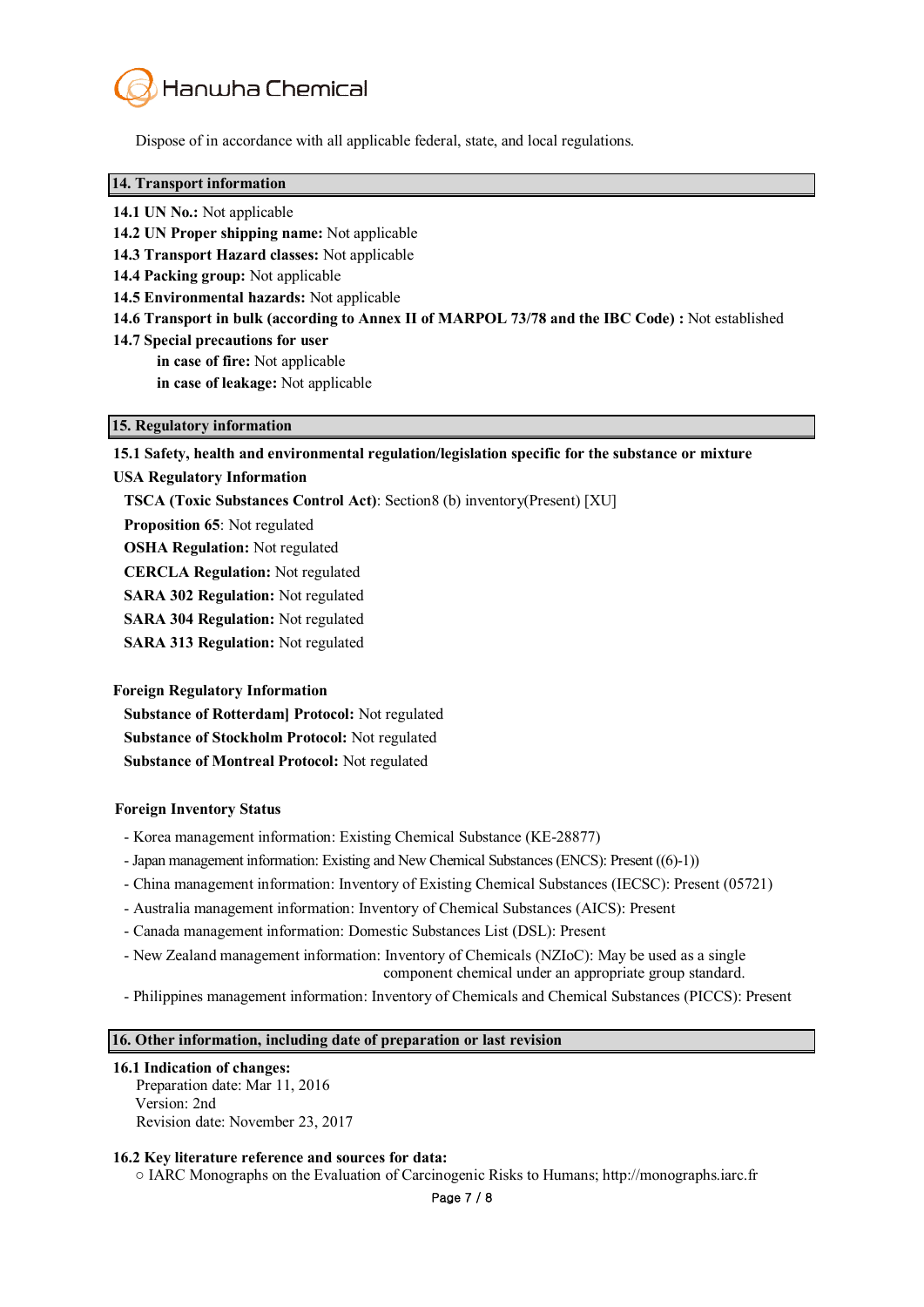Dispose of in accordance with all applicable federal, state, and local regulations.

## 14. Transport information

**14.1 UN No.:** Not applicable
**14.2 UN Proper shipping name:** Not applicable
**14.3 Transport Hazard classes:** Not applicable
**14.4 Packing group:** Not applicable
**14.5 Environmental hazards:** Not applicable
**14.6 Transport in bulk (according to Annex II of MARPOL 73/78 and the IBC Code) :** Not established
**14.7 Special precautions for user**
  **in case of fire:** Not applicable
  **in case of leakage:** Not applicable

## 15. Regulatory information

**15.1 Safety, health and environmental regulation/legislation specific for the substance or mixture**

**USA Regulatory Information**

**TSCA (Toxic Substances Control Act)**: Section8 (b) inventory(Present) [XU]
**Proposition 65**: Not regulated
**OSHA Regulation:** Not regulated
**CERCLA Regulation:** Not regulated
**SARA 302 Regulation:** Not regulated
**SARA 304 Regulation:** Not regulated
**SARA 313 Regulation:** Not regulated

**Foreign Regulatory Information**

**Substance of Rotterdam] Protocol:** Not regulated
**Substance of Stockholm Protocol:** Not regulated
**Substance of Montreal Protocol:** Not regulated

**Foreign Inventory Status**

- Korea management information: Existing Chemical Substance (KE-28877)
- Japan management information: Existing and New Chemical Substances (ENCS): Present ((6)-1))
- China management information: Inventory of Existing Chemical Substances (IECSC): Present (05721)
- Australia management information: Inventory of Chemical Substances (AICS): Present
- Canada management information: Domestic Substances List (DSL): Present
- New Zealand management information: Inventory of Chemicals (NZIoC): May be used as a single component chemical under an appropriate group standard.
- Philippines management information: Inventory of Chemicals and Chemical Substances (PICCS): Present

## 16. Other information, including date of preparation or last revision

**16.1 Indication of changes:**
Preparation date: Mar 11, 2016
Version: 2nd
Revision date: November 23, 2017

**16.2 Key literature reference and sources for data:**
○ IARC Monographs on the Evaluation of Carcinogenic Risks to Humans; http://monographs.iarc.fr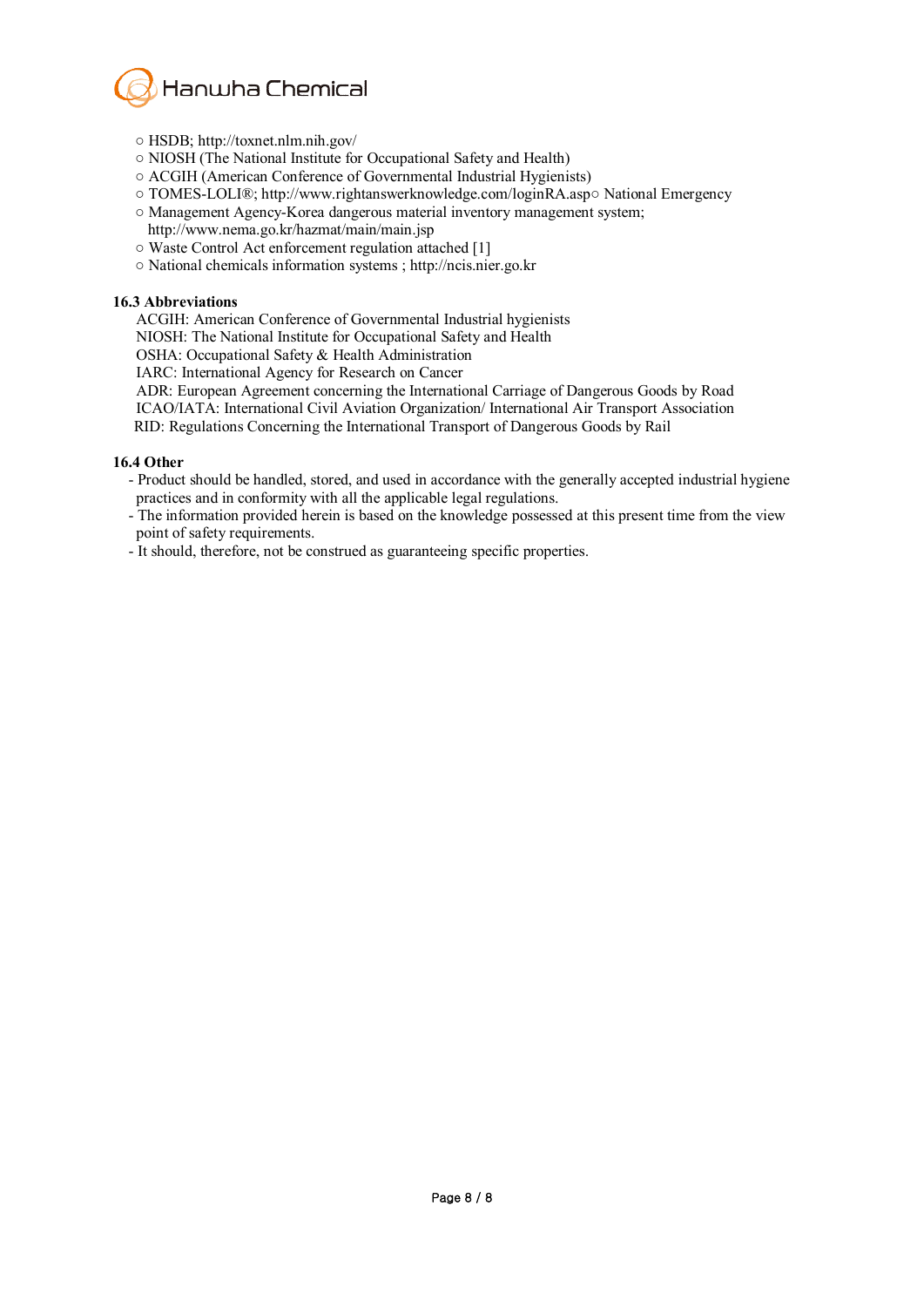- ○ HSDB; http://toxnet.nlm.nih.gov/
- ○ NIOSH (The National Institute for Occupational Safety and Health)
- ○ ACGIH (American Conference of Governmental Industrial Hygienists)
- ○ TOMES-LOLI®; http://www.rightanswerknowledge.com/loginRA.asp○ National Emergency
- ○ Management Agency-Korea dangerous material inventory management system; http://www.nema.go.kr/hazmat/main/main.jsp
- ○ Waste Control Act enforcement regulation attached [1]
- ○ National chemicals information systems ; http://ncis.nier.go.kr

**16.3 Abbreviations**

ACGIH: American Conference of Governmental Industrial hygienists
NIOSH: The National Institute for Occupational Safety and Health
OSHA: Occupational Safety & Health Administration
IARC: International Agency for Research on Cancer
ADR: European Agreement concerning the International Carriage of Dangerous Goods by Road
ICAO/IATA: International Civil Aviation Organization/ International Air Transport Association
RID: Regulations Concerning the International Transport of Dangerous Goods by Rail

**16.4 Other**

- Product should be handled, stored, and used in accordance with the generally accepted industrial hygiene practices and in conformity with all the applicable legal regulations.
- The information provided herein is based on the knowledge possessed at this present time from the view point of safety requirements.
- It should, therefore, not be construed as guaranteeing specific properties.